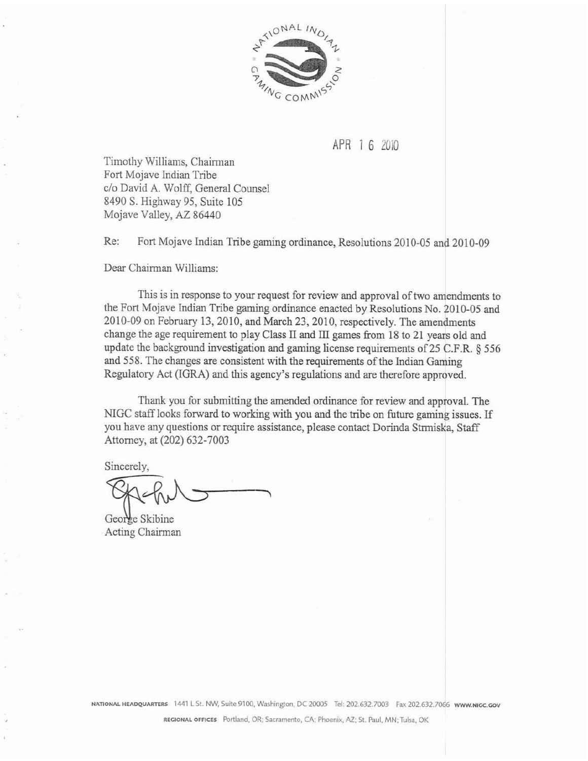APR 16 2010

Timothy Williams, Chairman
Fort Mojave Indian Tribe
c/o David A. Wolff, General Counsel
8490 S. Highway 95, Suite 105
Mojave Valley, AZ 86440

Re: Fort Mojave Indian Tribe gaming ordinance, Resolutions 2010-05 and 2010-09

Dear Chairman Williams:

This is in response to your request for review and approval of two amendments to the Fort Mojave Indian Tribe gaming ordinance enacted by Resolutions No. 2010-05 and 2010-09 on February 13, 2010, and March 23, 2010, respectively. The amendments change the age requirement to play Class II and III games from 18 to 21 years old and update the background investigation and gaming license requirements of 25 C.F.R. § 556 and 558. The changes are consistent with the requirements of the Indian Gaming Regulatory Act (IGRA) and this agency's regulations and are therefore approved.

Thank you for submitting the amended ordinance for review and approval. The NIGC staff looks forward to working with you and the tribe on future gaming issues. If you have any questions or require assistance, please contact Dorinda Strmiska, Staff Attorney, at (202) 632-7003

Sincerely,

George Skibine
Acting Chairman

NATIONAL HEADQUARTERS 1441 L St. NW, Suite 9100, Washington, DC 20005 Tel: 202.632.7003 Fax 202.632.7066 WWW.NIGC.GOV

REGIONAL OFFICES Portland, OR; Sacramento, CA; Phoenix, AZ; St. Paul, MN; Tulsa, OK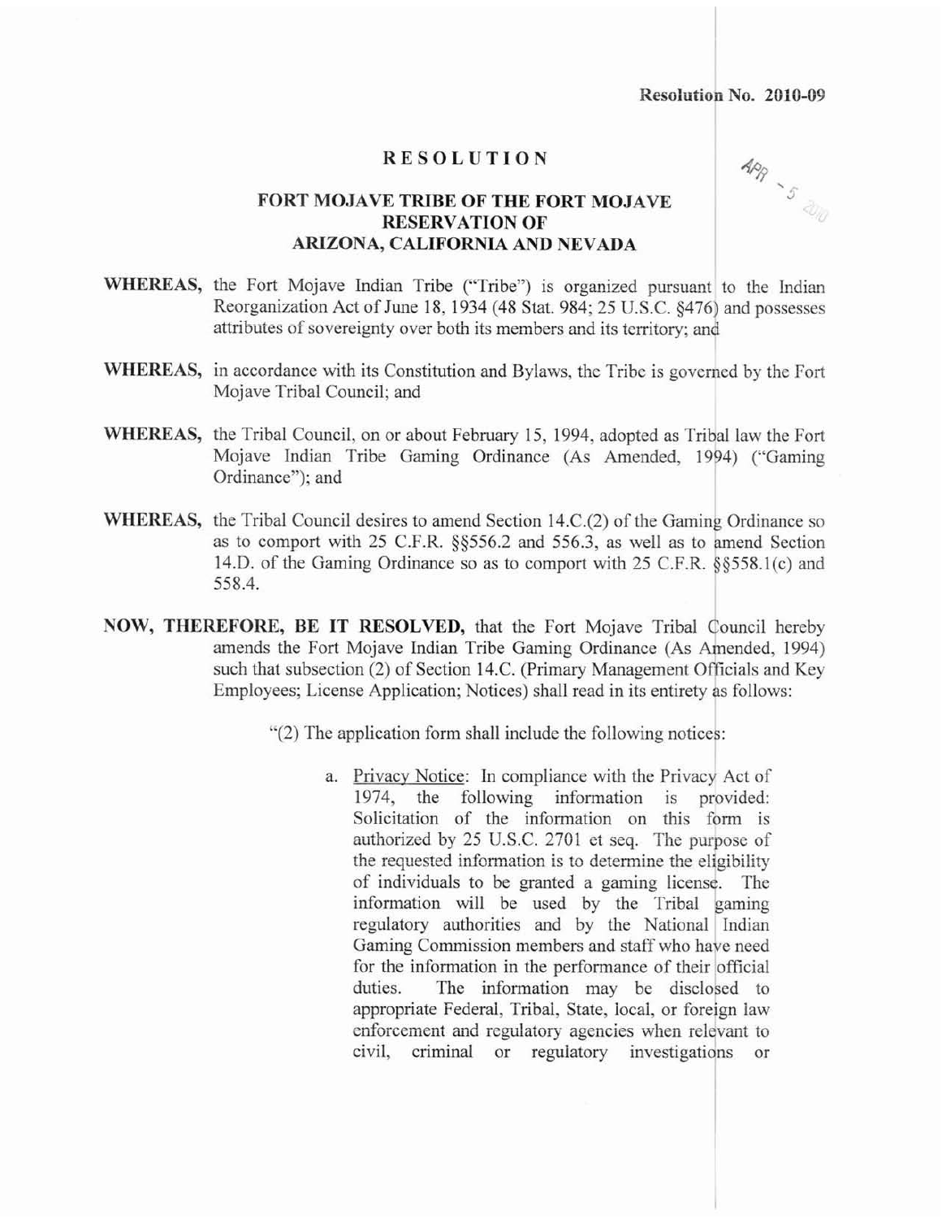Resolution No. 2010-09

APR - 5 2010

# RESOLUTION

## FORT MOJAVE TRIBE OF THE FORT MOJAVE RESERVATION OF ARIZONA, CALIFORNIA AND NEVADA

**WHEREAS,** the Fort Mojave Indian Tribe ("Tribe") is organized pursuant to the Indian Reorganization Act of June 18, 1934 (48 Stat. 984; 25 U.S.C. §476) and possesses attributes of sovereignty over both its members and its territory; and

**WHEREAS,** in accordance with its Constitution and Bylaws, the Tribe is governed by the Fort Mojave Tribal Council; and

**WHEREAS,** the Tribal Council, on or about February 15, 1994, adopted as Tribal law the Fort Mojave Indian Tribe Gaming Ordinance (As Amended, 1994) ("Gaming Ordinance"); and

**WHEREAS,** the Tribal Council desires to amend Section 14.C.(2) of the Gaming Ordinance so as to comport with 25 C.F.R. §§556.2 and 556.3, as well as to amend Section 14.D. of the Gaming Ordinance so as to comport with 25 C.F.R. §§558.1(c) and 558.4.

**NOW, THEREFORE, BE IT RESOLVED,** that the Fort Mojave Tribal Council hereby amends the Fort Mojave Indian Tribe Gaming Ordinance (As Amended, 1994) such that subsection (2) of Section 14.C. (Primary Management Officials and Key Employees; License Application; Notices) shall read in its entirety as follows:

"(2) The application form shall include the following notices:

a. Privacy Notice: In compliance with the Privacy Act of 1974, the following information is provided: Solicitation of the information on this form is authorized by 25 U.S.C. 2701 et seq. The purpose of the requested information is to determine the eligibility of individuals to be granted a gaming license. The information will be used by the Tribal gaming regulatory authorities and by the National Indian Gaming Commission members and staff who have need for the information in the performance of their official duties. The information may be disclosed to appropriate Federal, Tribal, State, local, or foreign law enforcement and regulatory agencies when relevant to civil, criminal or regulatory investigations or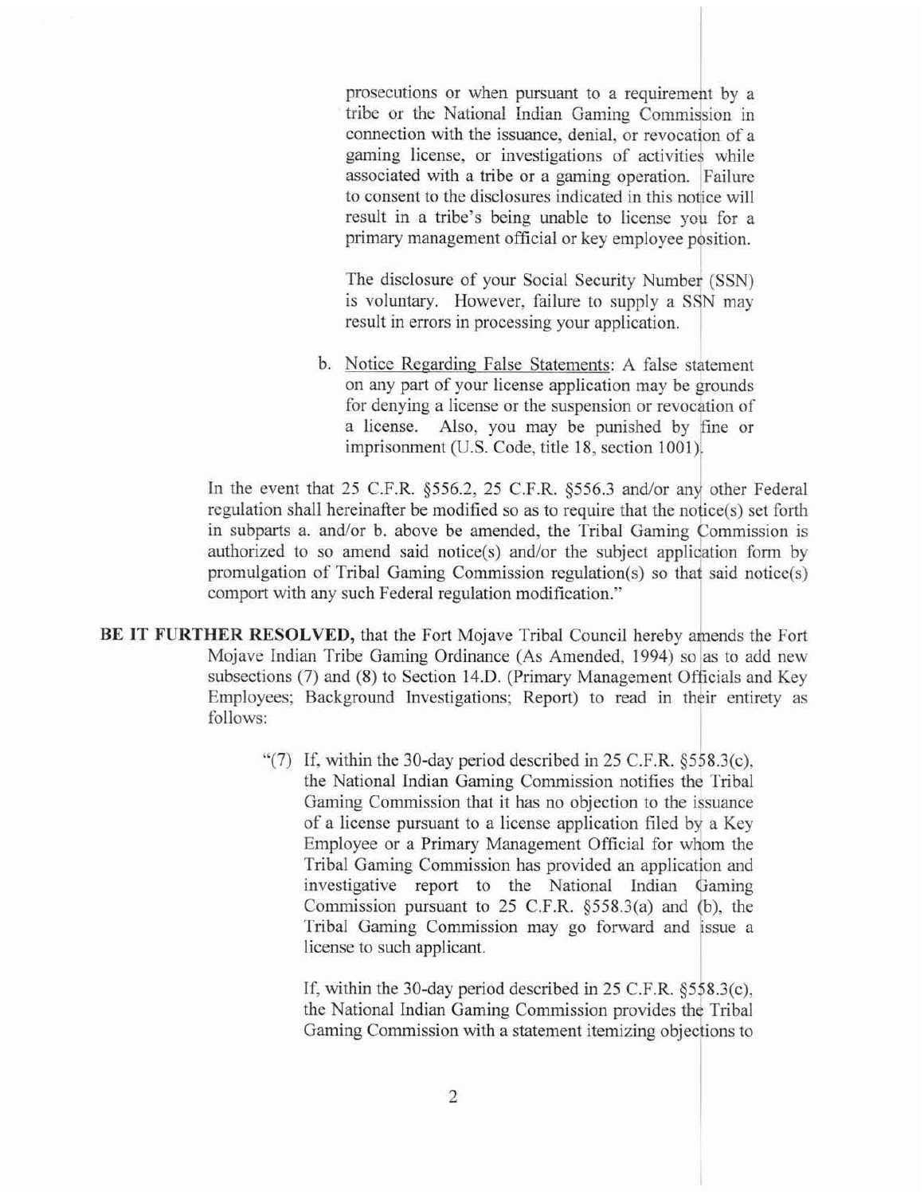prosecutions or when pursuant to a requirement by a tribe or the National Indian Gaming Commission in connection with the issuance, denial, or revocation of a gaming license, or investigations of activities while associated with a tribe or a gaming operation. Failure to consent to the disclosures indicated in this notice will result in a tribe's being unable to license you for a primary management official or key employee position.

The disclosure of your Social Security Number (SSN) is voluntary. However, failure to supply a SSN may result in errors in processing your application.

b. Notice Regarding False Statements: A false statement on any part of your license application may be grounds for denying a license or the suspension or revocation of a license. Also, you may be punished by fine or imprisonment (U.S. Code, title 18, section 1001).

In the event that 25 C.F.R. §556.2, 25 C.F.R. §556.3 and/or any other Federal regulation shall hereinafter be modified so as to require that the notice(s) set forth in subparts a. and/or b. above be amended, the Tribal Gaming Commission is authorized to so amend said notice(s) and/or the subject application form by promulgation of Tribal Gaming Commission regulation(s) so that said notice(s) comport with any such Federal regulation modification."

**BE IT FURTHER RESOLVED,** that the Fort Mojave Tribal Council hereby amends the Fort Mojave Indian Tribe Gaming Ordinance (As Amended, 1994) so as to add new subsections (7) and (8) to Section 14.D. (Primary Management Officials and Key Employees; Background Investigations; Report) to read in their entirety as follows:

"(7) If, within the 30-day period described in 25 C.F.R. §558.3(c), the National Indian Gaming Commission notifies the Tribal Gaming Commission that it has no objection to the issuance of a license pursuant to a license application filed by a Key Employee or a Primary Management Official for whom the Tribal Gaming Commission has provided an application and investigative report to the National Indian Gaming Commission pursuant to 25 C.F.R. §558.3(a) and (b), the Tribal Gaming Commission may go forward and issue a license to such applicant.

If, within the 30-day period described in 25 C.F.R. §558.3(c), the National Indian Gaming Commission provides the Tribal Gaming Commission with a statement itemizing objections to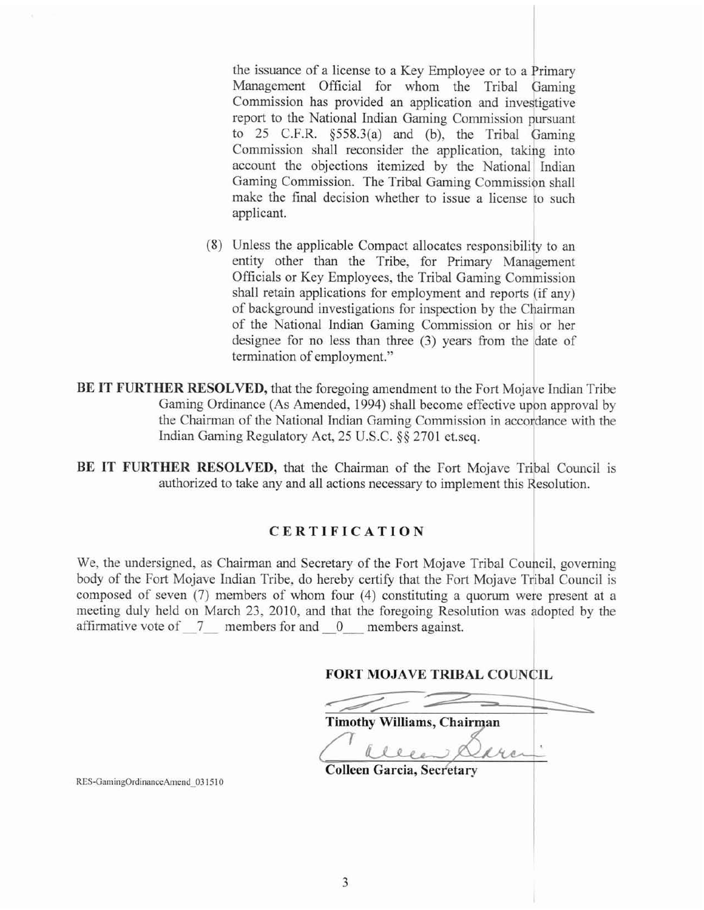the issuance of a license to a Key Employee or to a Primary Management Official for whom the Tribal Gaming Commission has provided an application and investigative report to the National Indian Gaming Commission pursuant to 25 C.F.R. §558.3(a) and (b), the Tribal Gaming Commission shall reconsider the application, taking into account the objections itemized by the National Indian Gaming Commission. The Tribal Gaming Commission shall make the final decision whether to issue a license to such applicant.

(8) Unless the applicable Compact allocates responsibility to an entity other than the Tribe, for Primary Management Officials or Key Employees, the Tribal Gaming Commission shall retain applications for employment and reports (if any) of background investigations for inspection by the Chairman of the National Indian Gaming Commission or his or her designee for no less than three (3) years from the date of termination of employment."

**BE IT FURTHER RESOLVED,** that the foregoing amendment to the Fort Mojave Indian Tribe Gaming Ordinance (As Amended, 1994) shall become effective upon approval by the Chairman of the National Indian Gaming Commission in accordance with the Indian Gaming Regulatory Act, 25 U.S.C. §§ 2701 et.seq.

**BE IT FURTHER RESOLVED,** that the Chairman of the Fort Mojave Tribal Council is authorized to take any and all actions necessary to implement this Resolution.

## CERTIFICATION

We, the undersigned, as Chairman and Secretary of the Fort Mojave Tribal Council, governing body of the Fort Mojave Indian Tribe, do hereby certify that the Fort Mojave Tribal Council is composed of seven (7) members of whom four (4) constituting a quorum were present at a meeting duly held on March 23, 2010, and that the foregoing Resolution was adopted by the affirmative vote of 7 members for and 0 members against.

**FORT MOJAVE TRIBAL COUNCIL**

**Timothy Williams, Chairman**

**Colleen Garcia, Secretary**

RES-GamingOrdinanceAmend_031510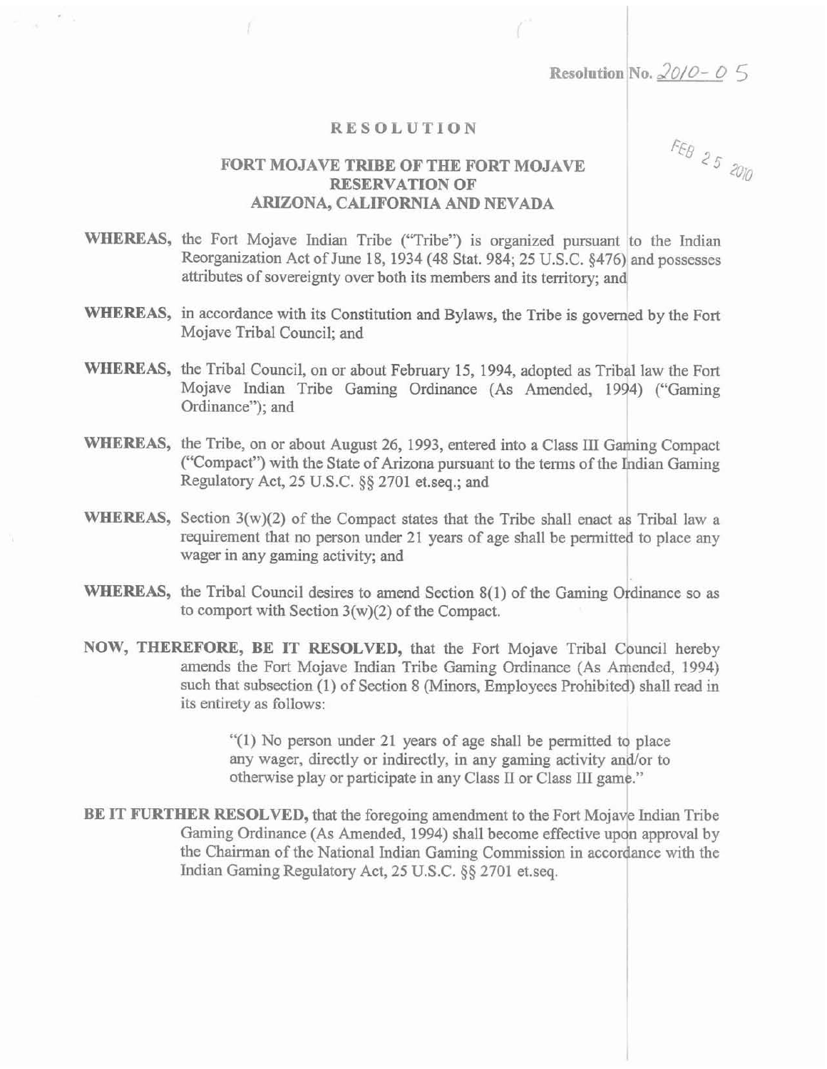Resolution No. 2010-05

FEB 25 2010

# RESOLUTION

## FORT MOJAVE TRIBE OF THE FORT MOJAVE RESERVATION OF ARIZONA, CALIFORNIA AND NEVADA

**WHEREAS,** the Fort Mojave Indian Tribe ("Tribe") is organized pursuant to the Indian Reorganization Act of June 18, 1934 (48 Stat. 984; 25 U.S.C. §476) and possesses attributes of sovereignty over both its members and its territory; and

**WHEREAS,** in accordance with its Constitution and Bylaws, the Tribe is governed by the Fort Mojave Tribal Council; and

**WHEREAS,** the Tribal Council, on or about February 15, 1994, adopted as Tribal law the Fort Mojave Indian Tribe Gaming Ordinance (As Amended, 1994) ("Gaming Ordinance"); and

**WHEREAS,** the Tribe, on or about August 26, 1993, entered into a Class III Gaming Compact ("Compact") with the State of Arizona pursuant to the terms of the Indian Gaming Regulatory Act, 25 U.S.C. §§ 2701 et.seq.; and

**WHEREAS,** Section 3(w)(2) of the Compact states that the Tribe shall enact as Tribal law a requirement that no person under 21 years of age shall be permitted to place any wager in any gaming activity; and

**WHEREAS,** the Tribal Council desires to amend Section 8(1) of the Gaming Ordinance so as to comport with Section 3(w)(2) of the Compact.

**NOW, THEREFORE, BE IT RESOLVED,** that the Fort Mojave Tribal Council hereby amends the Fort Mojave Indian Tribe Gaming Ordinance (As Amended, 1994) such that subsection (1) of Section 8 (Minors, Employees Prohibited) shall read in its entirety as follows:

> "(1) No person under 21 years of age shall be permitted to place any wager, directly or indirectly, in any gaming activity and/or to otherwise play or participate in any Class II or Class III game."

**BE IT FURTHER RESOLVED,** that the foregoing amendment to the Fort Mojave Indian Tribe Gaming Ordinance (As Amended, 1994) shall become effective upon approval by the Chairman of the National Indian Gaming Commission in accordance with the Indian Gaming Regulatory Act, 25 U.S.C. §§ 2701 et.seq.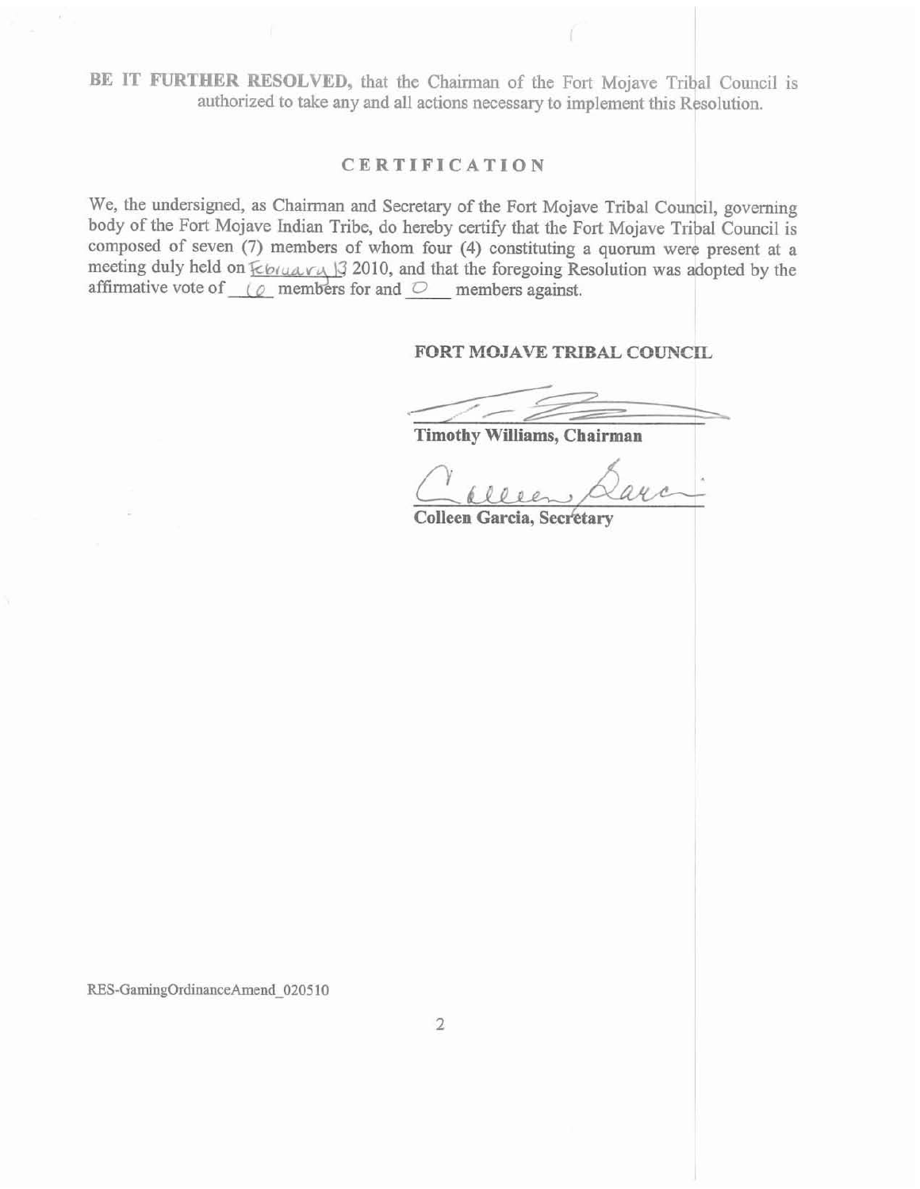**BE IT FURTHER RESOLVED,** that the Chairman of the Fort Mojave Tribal Council is authorized to take any and all actions necessary to implement this Resolution.

## CERTIFICATION

We, the undersigned, as Chairman and Secretary of the Fort Mojave Tribal Council, governing body of the Fort Mojave Indian Tribe, do hereby certify that the Fort Mojave Tribal Council is composed of seven (7) members of whom four (4) constituting a quorum were present at a meeting duly held on February 13 2010, and that the foregoing Resolution was adopted by the affirmative vote of 6 members for and 0 members against.

**FORT MOJAVE TRIBAL COUNCIL**

**Timothy Williams, Chairman**

**Colleen Garcia, Secretary**

RES-GamingOrdinanceAmend_020510